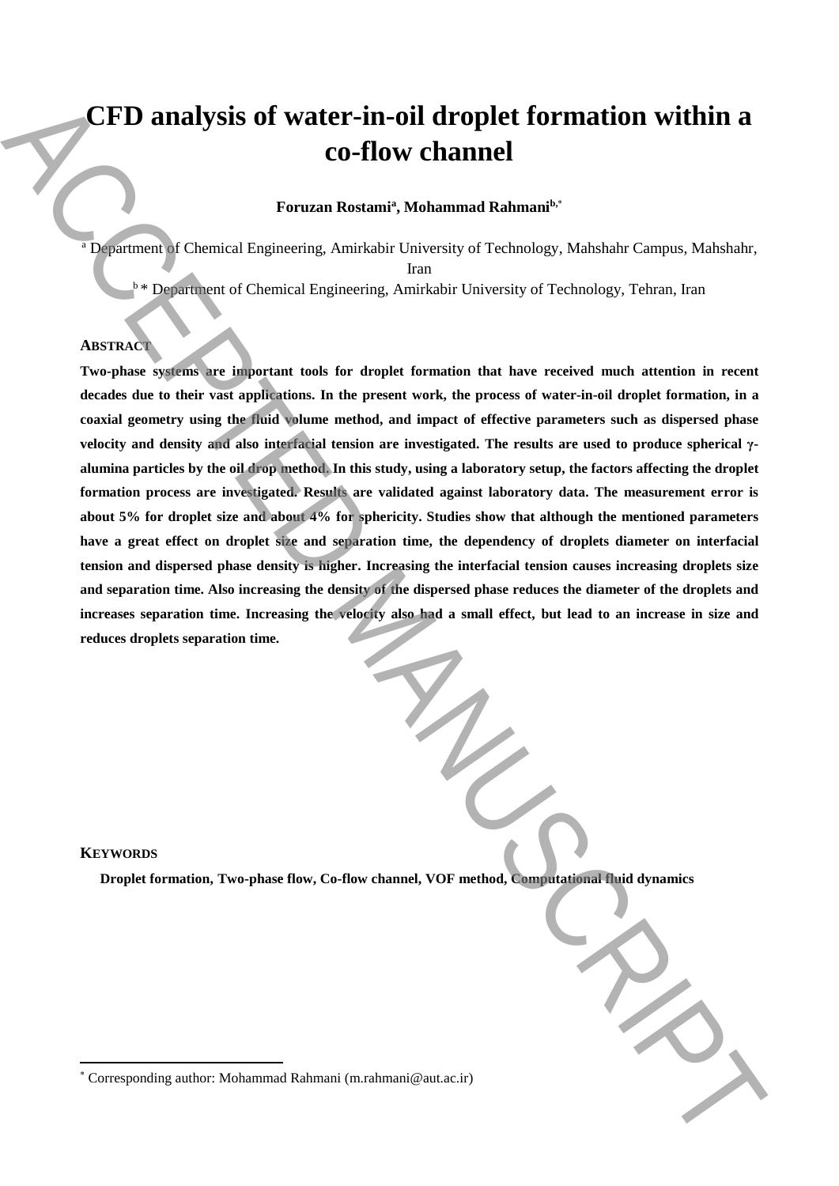# CFD analysis of water-in-oil droplet formation within a co-flow channel

**Foruzan Rostami[a], Mohammad Rahmani[b,*]**

[a] Department of Chemical Engineering, Amirkabir University of Technology, Mahshahr Campus, Mahshahr, Iran

[b] * Department of Chemical Engineering, Amirkabir University of Technology, Tehran, Iran

## ABSTRACT

**Two-phase systems are important tools for droplet formation that have received much attention in recent decades due to their vast applications. In the present work, the process of water-in-oil droplet formation, in a coaxial geometry using the fluid volume method, and impact of effective parameters such as dispersed phase velocity and density and also interfacial tension are investigated. The results are used to produce spherical γ-alumina particles by the oil drop method. In this study, using a laboratory setup, the factors affecting the droplet formation process are investigated. Results are validated against laboratory data. The measurement error is about 5% for droplet size and about 4% for sphericity. Studies show that although the mentioned parameters have a great effect on droplet size and separation time, the dependency of droplets diameter on interfacial tension and dispersed phase density is higher. Increasing the interfacial tension causes increasing droplets size and separation time. Also increasing the density of the dispersed phase reduces the diameter of the droplets and increases separation time. Increasing the velocity also had a small effect, but lead to an increase in size and reduces droplets separation time.**

## KEYWORDS

**Droplet formation, Two-phase flow, Co-flow channel, VOF method, Computational fluid dynamics**

---

[*] Corresponding author: Mohammad Rahmani (m.rahmani@aut.ac.ir)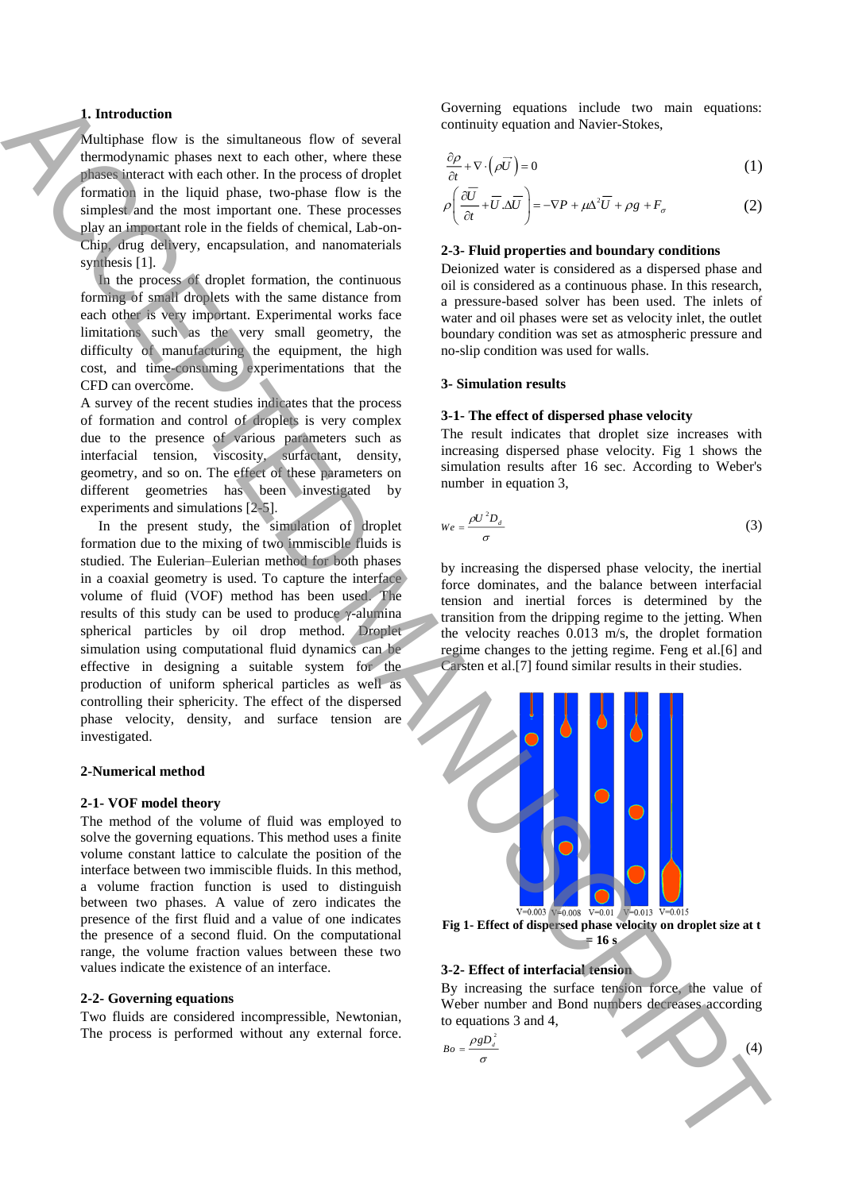## 1. Introduction

Multiphase flow is the simultaneous flow of several thermodynamic phases next to each other, where these phases interact with each other. In the process of droplet formation in the liquid phase, two-phase flow is the simplest and the most important one. These processes play an important role in the fields of chemical, Lab-on-Chip, drug delivery, encapsulation, and nanomaterials synthesis [1].

In the process of droplet formation, the continuous forming of small droplets with the same distance from each other is very important. Experimental works face limitations such as the very small geometry, the difficulty of manufacturing the equipment, the high cost, and time-consuming experimentations that the CFD can overcome.

A survey of the recent studies indicates that the process of formation and control of droplets is very complex due to the presence of various parameters such as interfacial tension, viscosity, surfactant, density, geometry, and so on. The effect of these parameters on different geometries has been investigated by experiments and simulations [2-5].

In the present study, the simulation of droplet formation due to the mixing of two immiscible fluids is studied. The Eulerian–Eulerian method for both phases in a coaxial geometry is used. To capture the interface volume of fluid (VOF) method has been used. The results of this study can be used to produce γ-alumina spherical particles by oil drop method. Droplet simulation using computational fluid dynamics can be effective in designing a suitable system for the production of uniform spherical particles as well as controlling their sphericity. The effect of the dispersed phase velocity, density, and surface tension are investigated.

## 2-Numerical method

### 2-1- VOF model theory

The method of the volume of fluid was employed to solve the governing equations. This method uses a finite volume constant lattice to calculate the position of the interface between two immiscible fluids. In this method, a volume fraction function is used to distinguish between two phases. A value of zero indicates the presence of the first fluid and a value of one indicates the presence of a second fluid. On the computational range, the volume fraction values between these two values indicate the existence of an interface.

### 2-2- Governing equations

Two fluids are considered incompressible, Newtonian, The process is performed without any external force. Governing equations include two main equations: continuity equation and Navier-Stokes,

$$\frac{\partial \rho}{\partial t} + \nabla \cdot \left(\rho \overline{U}\right) = 0 \tag{1}$$

$$\rho\left(\frac{\partial \overline{U}}{\partial t} + \overline{U}.\Delta\overline{U}\right) = -\nabla P + \mu \Delta^2 \overline{U} + \rho g + F_\sigma \tag{2}$$

### 2-3- Fluid properties and boundary conditions

Deionized water is considered as a dispersed phase and oil is considered as a continuous phase. In this research, a pressure-based solver has been used. The inlets of water and oil phases were set as velocity inlet, the outlet boundary condition was set as atmospheric pressure and no-slip condition was used for walls.

## 3- Simulation results

### 3-1- The effect of dispersed phase velocity

The result indicates that droplet size increases with increasing dispersed phase velocity. Fig 1 shows the simulation results after 16 sec. According to Weber's number in equation 3,

$$We = \frac{\rho U^2 D_d}{\sigma} \tag{3}$$

by increasing the dispersed phase velocity, the inertial force dominates, and the balance between interfacial tension and inertial forces is determined by the transition from the dripping regime to the jetting. When the velocity reaches 0.013 m/s, the droplet formation regime changes to the jetting regime. Feng et al.[6] and Carsten et al.[7] found similar results in their studies.

V=0.003 V=0.008 V=0.01 V=0.013 V=0.015

**Fig 1- Effect of dispersed phase velocity on droplet size at t = 16 s**

### 3-2- Effect of interfacial tension

By increasing the surface tension force, the value of Weber number and Bond numbers decreases according to equations 3 and 4,

$$Bo = \frac{\rho g D_d^2}{\sigma} \tag{4}$$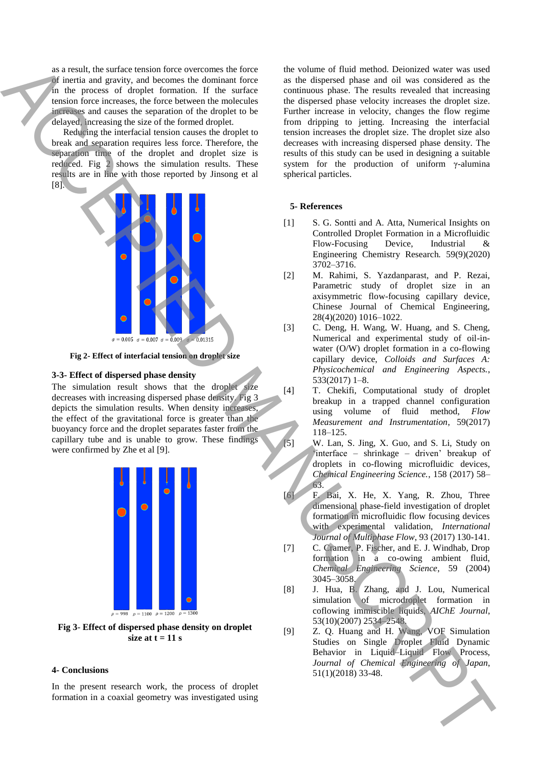as a result, the surface tension force overcomes the force of inertia and gravity, and becomes the dominant force in the process of droplet formation. If the surface tension force increases, the force between the molecules increases and causes the separation of the droplet to be delayed, increasing the size of the formed droplet.

Reducing the interfacial tension causes the droplet to break and separation requires less force. Therefore, the separation time of the droplet and droplet size is reduced. Fig 2 shows the simulation results. These results are in line with those reported by Jinsong et al [8].

$\sigma = 0.005$ $\sigma = 0.007$ $\sigma = 0.009$ $\sigma = 0.01315$

**Fig 2- Effect of interfacial tension on droplet size**

### 3-3- Effect of dispersed phase density

The simulation result shows that the droplet size decreases with increasing dispersed phase density. Fig 3 depicts the simulation results. When density increases, the effect of the gravitational force is greater than the buoyancy force and the droplet separates faster from the capillary tube and is unable to grow. These findings were confirmed by Zhe et al [9].

$\rho = 998$ $\rho = 1100$ $\rho = 1200$ $\rho = 1300$

**Fig 3- Effect of dispersed phase density on droplet size at t = 11 s**

## 4- Conclusions

In the present research work, the process of droplet formation in a coaxial geometry was investigated using the volume of fluid method. Deionized water was used as the dispersed phase and oil was considered as the continuous phase. The results revealed that increasing the dispersed phase velocity increases the droplet size. Further increase in velocity, changes the flow regime from dripping to jetting. Increasing the interfacial tension increases the droplet size. The droplet size also decreases with increasing dispersed phase density. The results of this study can be used in designing a suitable system for the production of uniform γ-alumina spherical particles.

## 5- References

[1] S. G. Sontti and A. Atta, Numerical Insights on Controlled Droplet Formation in a Microfluidic Flow-Focusing Device, Industrial & Engineering Chemistry Research. 59(9)(2020) 3702–3716.

[2] M. Rahimi, S. Yazdanparast, and P. Rezai, Parametric study of droplet size in an axisymmetric flow-focusing capillary device, Chinese Journal of Chemical Engineering, 28(4)(2020) 1016–1022.

[3] C. Deng, H. Wang, W. Huang, and S. Cheng, Numerical and experimental study of oil-in-water (O/W) droplet formation in a co-flowing capillary device, *Colloids and Surfaces A: Physicochemical and Engineering Aspects.*, 533(2017) 1–8.

[4] T. Chekifi, Computational study of droplet breakup in a trapped channel configuration using volume of fluid method, *Flow Measurement and Instrumentation*, 59(2017) 118–125.

[5] W. Lan, S. Jing, X. Guo, and S. Li, Study on 'interface – shrinkage – driven' breakup of droplets in co-flowing microfluidic devices, *Chemical Engineering Science.*, 158 (2017) 58–63.

[6] F. Bai, X. He, X. Yang, R. Zhou, Three dimensional phase-field investigation of droplet formation in microfluidic flow focusing devices with experimental validation, *International Journal of Multiphase Flow*, 93 (2017) 130-141.

[7] C. Cramer, P. Fischer, and E. J. Windhab, Drop formation in a co-owing ambient fluid, *Chemical Engineering Science*, 59 (2004) 3045–3058.

[8] J. Hua, B. Zhang, and J. Lou, Numerical simulation of microdroplet formation in coflowing immiscible liquids, *AIChE Journal*, 53(10)(2007) 2534–2548.

[9] Z. Q. Huang and H. Wang, VOF Simulation Studies on Single Droplet Fluid Dynamic Behavior in Liquid–Liquid Flow Process, *Journal of Chemical Engineering of Japan*, 51(1)(2018) 33-48.